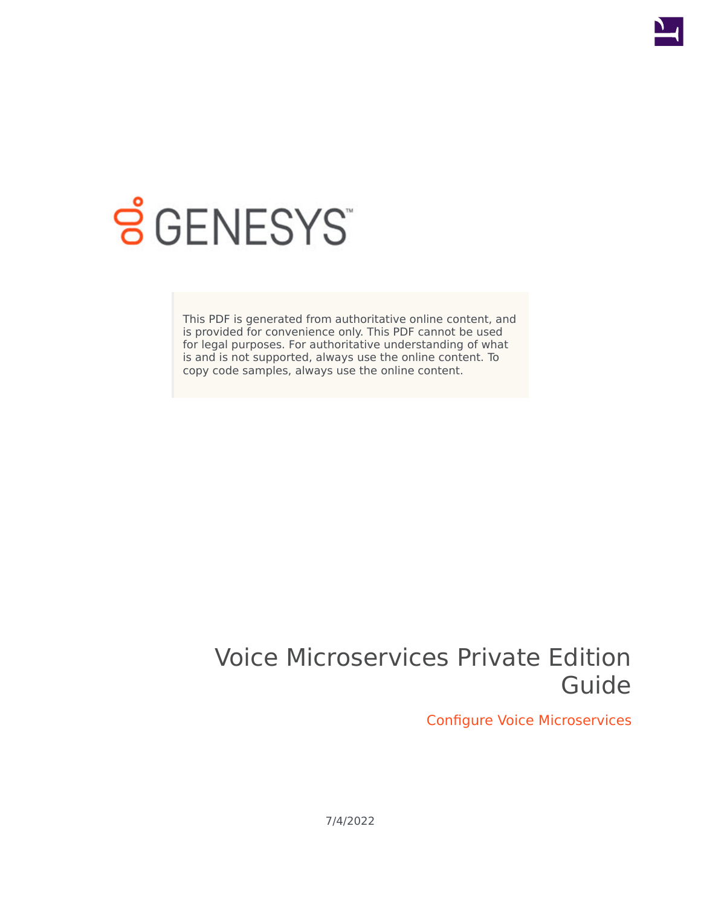GENESYS

This PDF is generated from authoritative online content, and is provided for convenience only. This PDF cannot be used for legal purposes. For authoritative understanding of what is and is not supported, always use the online content. To copy code samples, always use the online content.

# Voice Microservices Private Edition Guide

## Configure Voice Microservices

7/4/2022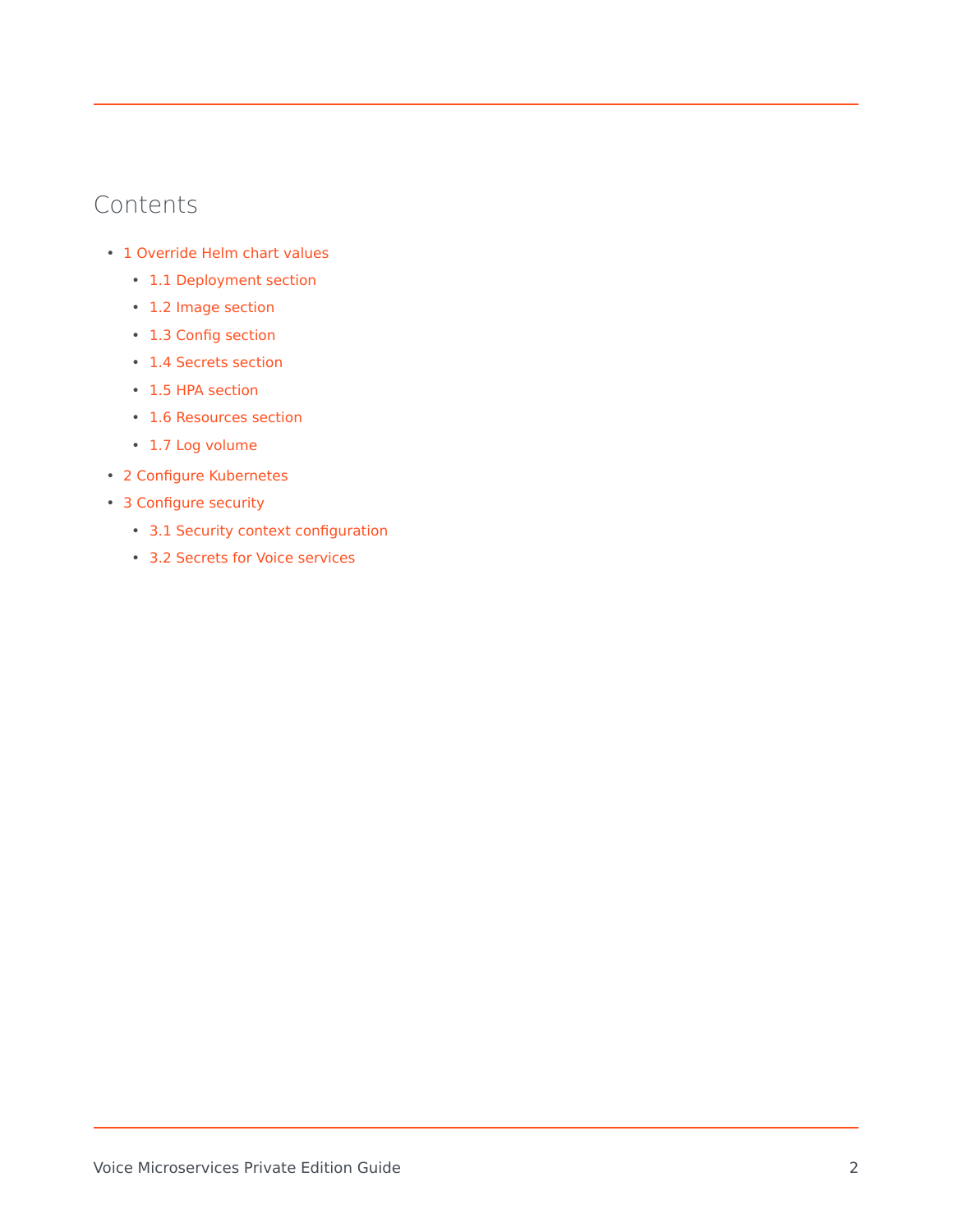## Contents

- 1 Override Helm chart values
  - 1.1 Deployment section
  - 1.2 Image section
  - 1.3 Config section
  - 1.4 Secrets section
  - 1.5 HPA section
  - 1.6 Resources section
  - 1.7 Log volume
- 2 Configure Kubernetes
- 3 Configure security
  - 3.1 Security context configuration
  - 3.2 Secrets for Voice services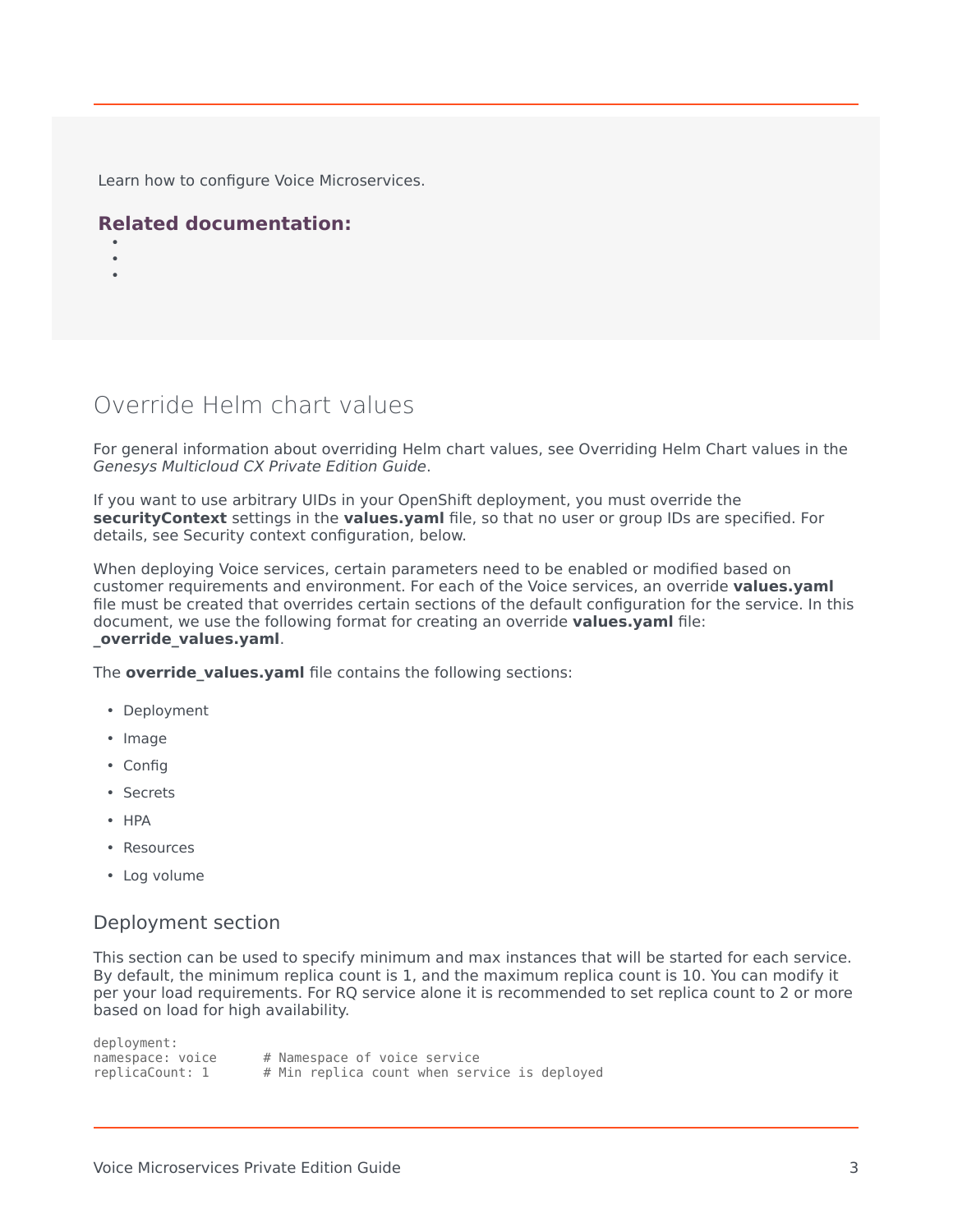Learn how to configure Voice Microservices.

**Related documentation:**

- 
- 
- 

## Override Helm chart values

For general information about overriding Helm chart values, see Overriding Helm Chart values in the *Genesys Multicloud CX Private Edition Guide*.

If you want to use arbitrary UIDs in your OpenShift deployment, you must override the **securityContext** settings in the **values.yaml** file, so that no user or group IDs are specified. For details, see Security context configuration, below.

When deploying Voice services, certain parameters need to be enabled or modified based on customer requirements and environment. For each of the Voice services, an override **values.yaml** file must be created that overrides certain sections of the default configuration for the service. In this document, we use the following format for creating an override **values.yaml** file: **_override_values.yaml**.

The **override_values.yaml** file contains the following sections:

- Deployment
- Image
- Config
- Secrets
- HPA
- Resources
- Log volume

### Deployment section

This section can be used to specify minimum and max instances that will be started for each service. By default, the minimum replica count is 1, and the maximum replica count is 10. You can modify it per your load requirements. For RQ service alone it is recommended to set replica count to 2 or more based on load for high availability.

```
deployment:
namespace: voice      # Namespace of voice service
replicaCount: 1       # Min replica count when service is deployed
```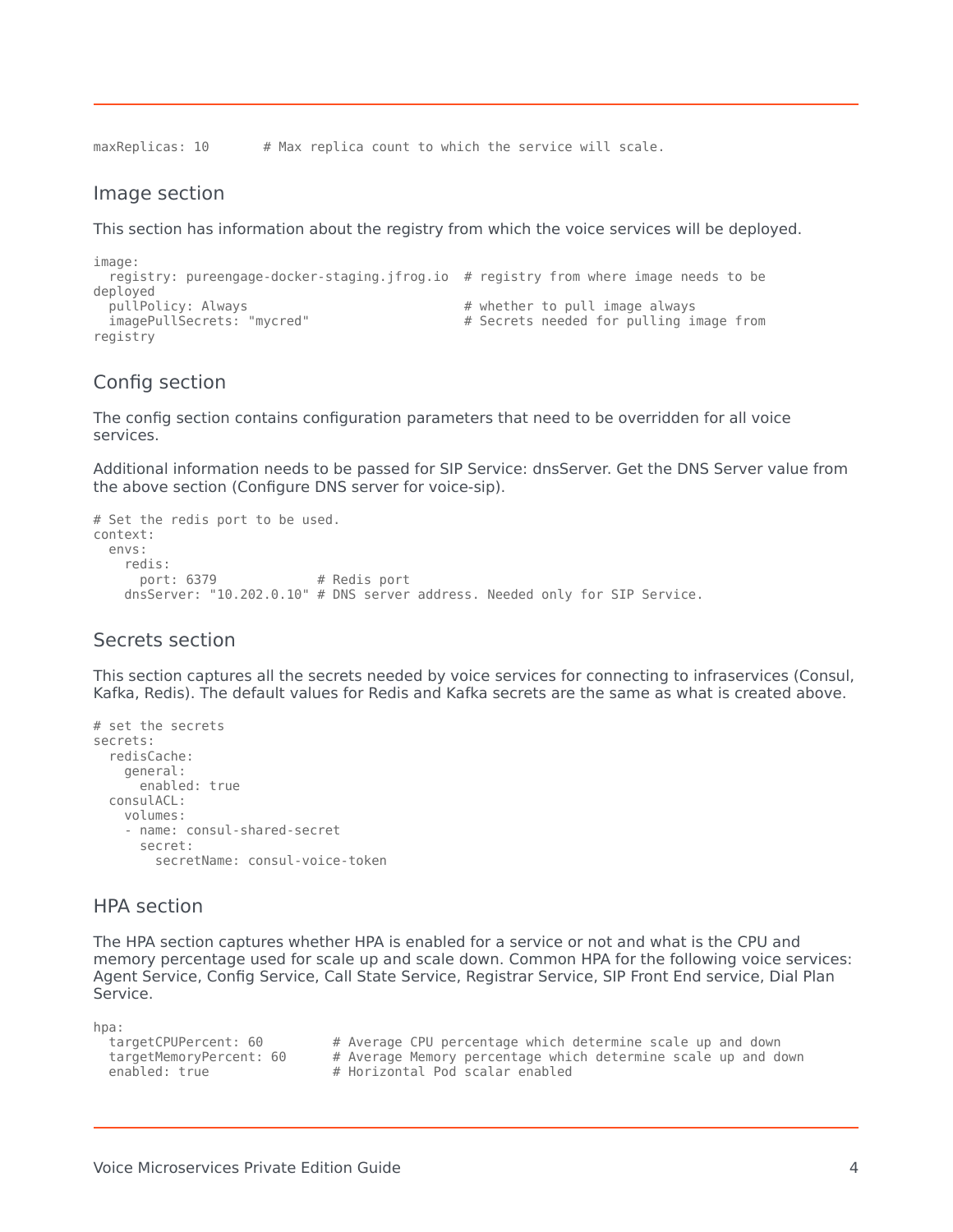```
maxReplicas: 10       # Max replica count to which the service will scale.
```

### Image section

This section has information about the registry from which the voice services will be deployed.

```
image:
  registry: pureengage-docker-staging.jfrog.io  # registry from where image needs to be
deployed
  pullPolicy: Always                            # whether to pull image always
  imagePullSecrets: "mycred"                    # Secrets needed for pulling image from
registry
```

### Config section

The config section contains configuration parameters that need to be overridden for all voice services.

Additional information needs to be passed for SIP Service: dnsServer. Get the DNS Server value from the above section (Configure DNS server for voice-sip).

```
# Set the redis port to be used.
context:
  envs:
    redis:
      port: 6379             # Redis port
    dnsServer: "10.202.0.10" # DNS server address. Needed only for SIP Service.
```

### Secrets section

This section captures all the secrets needed by voice services for connecting to infraservices (Consul, Kafka, Redis). The default values for Redis and Kafka secrets are the same as what is created above.

```
# set the secrets
secrets:
  redisCache:
    general:
      enabled: true
  consulACL:
    volumes:
    - name: consul-shared-secret
      secret:
        secretName: consul-voice-token
```

### HPA section

The HPA section captures whether HPA is enabled for a service or not and what is the CPU and memory percentage used for scale up and scale down. Common HPA for the following voice services: Agent Service, Config Service, Call State Service, Registrar Service, SIP Front End service, Dial Plan Service.

```
hpa:
  targetCPUPercent: 60         # Average CPU percentage which determine scale up and down
  targetMemoryPercent: 60      # Average Memory percentage which determine scale up and down
  enabled: true                # Horizontal Pod scalar enabled
```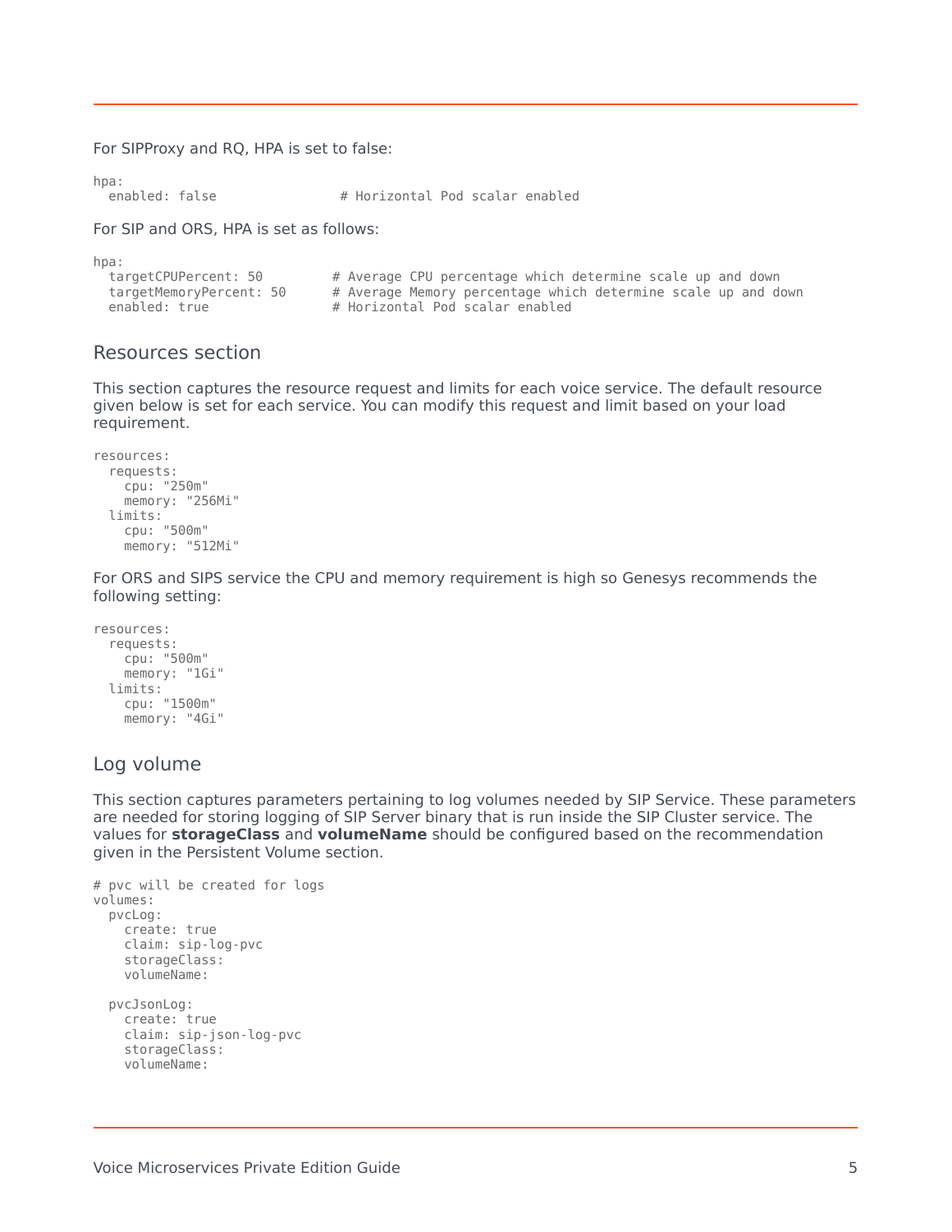For SIPProxy and RQ, HPA is set to false:

```
hpa:
  enabled: false                # Horizontal Pod scalar enabled
```

For SIP and ORS, HPA is set as follows:

```
hpa:
  targetCPUPercent: 50         # Average CPU percentage which determine scale up and down
  targetMemoryPercent: 50      # Average Memory percentage which determine scale up and down
  enabled: true                # Horizontal Pod scalar enabled
```

## Resources section

This section captures the resource request and limits for each voice service. The default resource given below is set for each service. You can modify this request and limit based on your load requirement.

```
resources:
  requests:
    cpu: "250m"
    memory: "256Mi"
  limits:
    cpu: "500m"
    memory: "512Mi"
```

For ORS and SIPS service the CPU and memory requirement is high so Genesys recommends the following setting:

```
resources:
  requests:
    cpu: "500m"
    memory: "1Gi"
  limits:
    cpu: "1500m"
    memory: "4Gi"
```

## Log volume

This section captures parameters pertaining to log volumes needed by SIP Service. These parameters are needed for storing logging of SIP Server binary that is run inside the SIP Cluster service. The values for **storageClass** and **volumeName** should be configured based on the recommendation given in the Persistent Volume section.

```
# pvc will be created for logs
volumes:
  pvcLog:
    create: true
    claim: sip-log-pvc
    storageClass:
    volumeName:

  pvcJsonLog:
    create: true
    claim: sip-json-log-pvc
    storageClass:
    volumeName:
```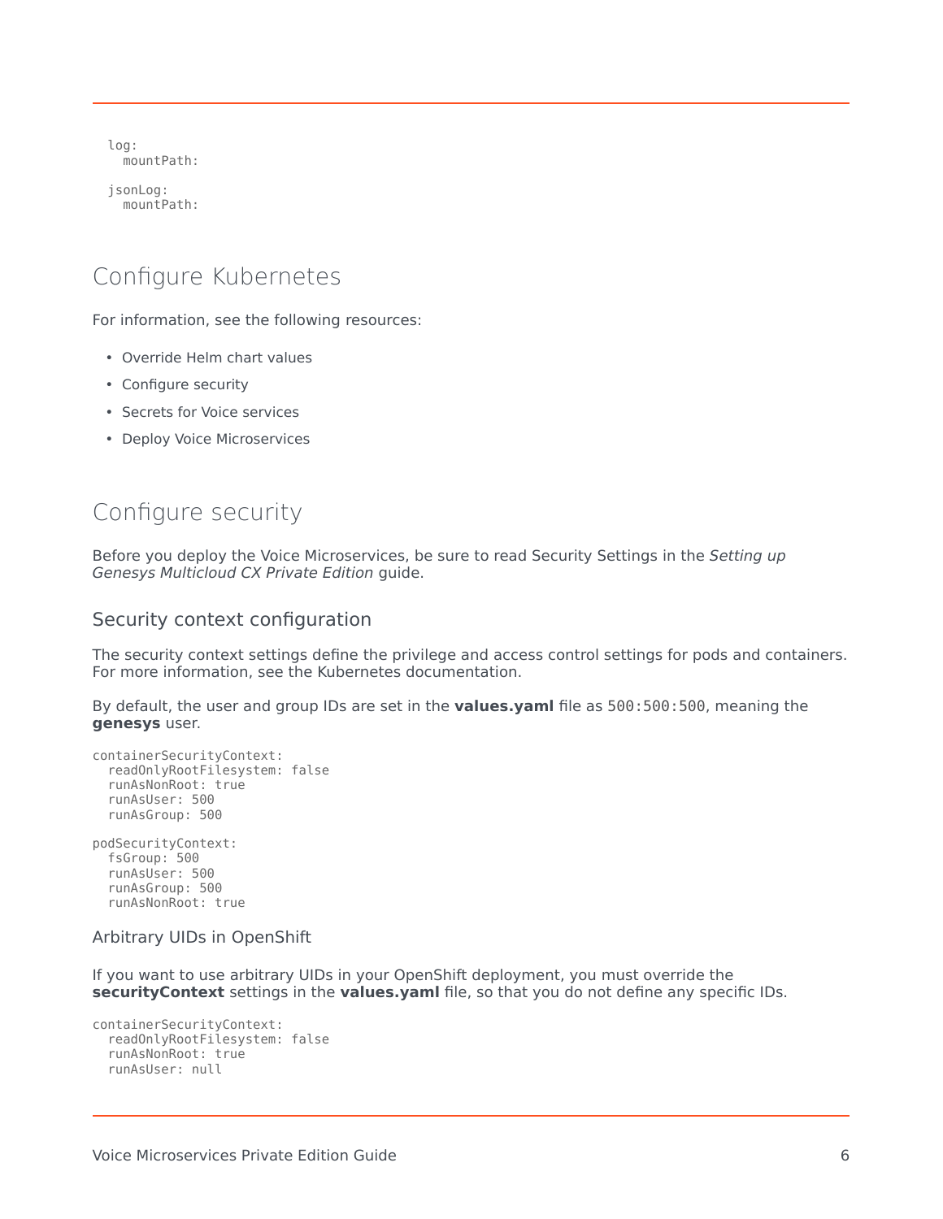```
log:
  mountPath:

jsonLog:
  mountPath:
```

## Configure Kubernetes

For information, see the following resources:

- Override Helm chart values
- Configure security
- Secrets for Voice services
- Deploy Voice Microservices

## Configure security

Before you deploy the Voice Microservices, be sure to read Security Settings in the *Setting up Genesys Multicloud CX Private Edition* guide.

### Security context configuration

The security context settings define the privilege and access control settings for pods and containers. For more information, see the Kubernetes documentation.

By default, the user and group IDs are set in the **values.yaml** file as `500:500:500`, meaning the **genesys** user.

```
containerSecurityContext:
  readOnlyRootFilesystem: false
  runAsNonRoot: true
  runAsUser: 500
  runAsGroup: 500

podSecurityContext:
  fsGroup: 500
  runAsUser: 500
  runAsGroup: 500
  runAsNonRoot: true
```

#### Arbitrary UIDs in OpenShift

If you want to use arbitrary UIDs in your OpenShift deployment, you must override the **securityContext** settings in the **values.yaml** file, so that you do not define any specific IDs.

```
containerSecurityContext:
  readOnlyRootFilesystem: false
  runAsNonRoot: true
  runAsUser: null
```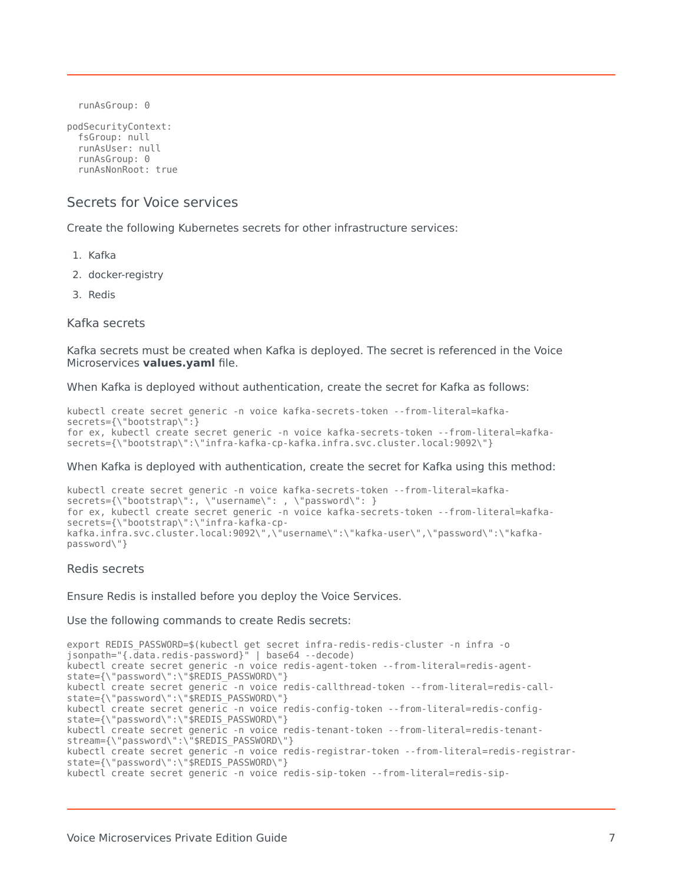```
  runAsGroup: 0

podSecurityContext:
  fsGroup: null
  runAsUser: null
  runAsGroup: 0
  runAsNonRoot: true
```

## Secrets for Voice services

Create the following Kubernetes secrets for other infrastructure services:

1. Kafka
2. docker-registry
3. Redis

### Kafka secrets

Kafka secrets must be created when Kafka is deployed. The secret is referenced in the Voice Microservices **values.yaml** file.

When Kafka is deployed without authentication, create the secret for Kafka as follows:

```
kubectl create secret generic -n voice kafka-secrets-token --from-literal=kafka-
secrets={\"bootstrap\":}
for ex, kubectl create secret generic -n voice kafka-secrets-token --from-literal=kafka-
secrets={\"bootstrap\":\"infra-kafka-cp-kafka.infra.svc.cluster.local:9092\"}
```

When Kafka is deployed with authentication, create the secret for Kafka using this method:

```
kubectl create secret generic -n voice kafka-secrets-token --from-literal=kafka-
secrets={\"bootstrap\":, \"username\": , \"password\": }
for ex, kubectl create secret generic -n voice kafka-secrets-token --from-literal=kafka-
secrets={\"bootstrap\":\"infra-kafka-cp-
kafka.infra.svc.cluster.local:9092\",\"username\":\"kafka-user\",\"password\":\"kafka-
password\"}
```

### Redis secrets

Ensure Redis is installed before you deploy the Voice Services.

Use the following commands to create Redis secrets:

```
export REDIS_PASSWORD=$(kubectl get secret infra-redis-redis-cluster -n infra -o
jsonpath="{.data.redis-password}" | base64 --decode)
kubectl create secret generic -n voice redis-agent-token --from-literal=redis-agent-
state={\"password\":\"$REDIS_PASSWORD\"}
kubectl create secret generic -n voice redis-callthread-token --from-literal=redis-call-
state={\"password\":\"$REDIS_PASSWORD\"}
kubectl create secret generic -n voice redis-config-token --from-literal=redis-config-
state={\"password\":\"$REDIS_PASSWORD\"}
kubectl create secret generic -n voice redis-tenant-token --from-literal=redis-tenant-
stream={\"password\":\"$REDIS_PASSWORD\"}
kubectl create secret generic -n voice redis-registrar-token --from-literal=redis-registrar-
state={\"password\":\"$REDIS_PASSWORD\"}
kubectl create secret generic -n voice redis-sip-token --from-literal=redis-sip-
```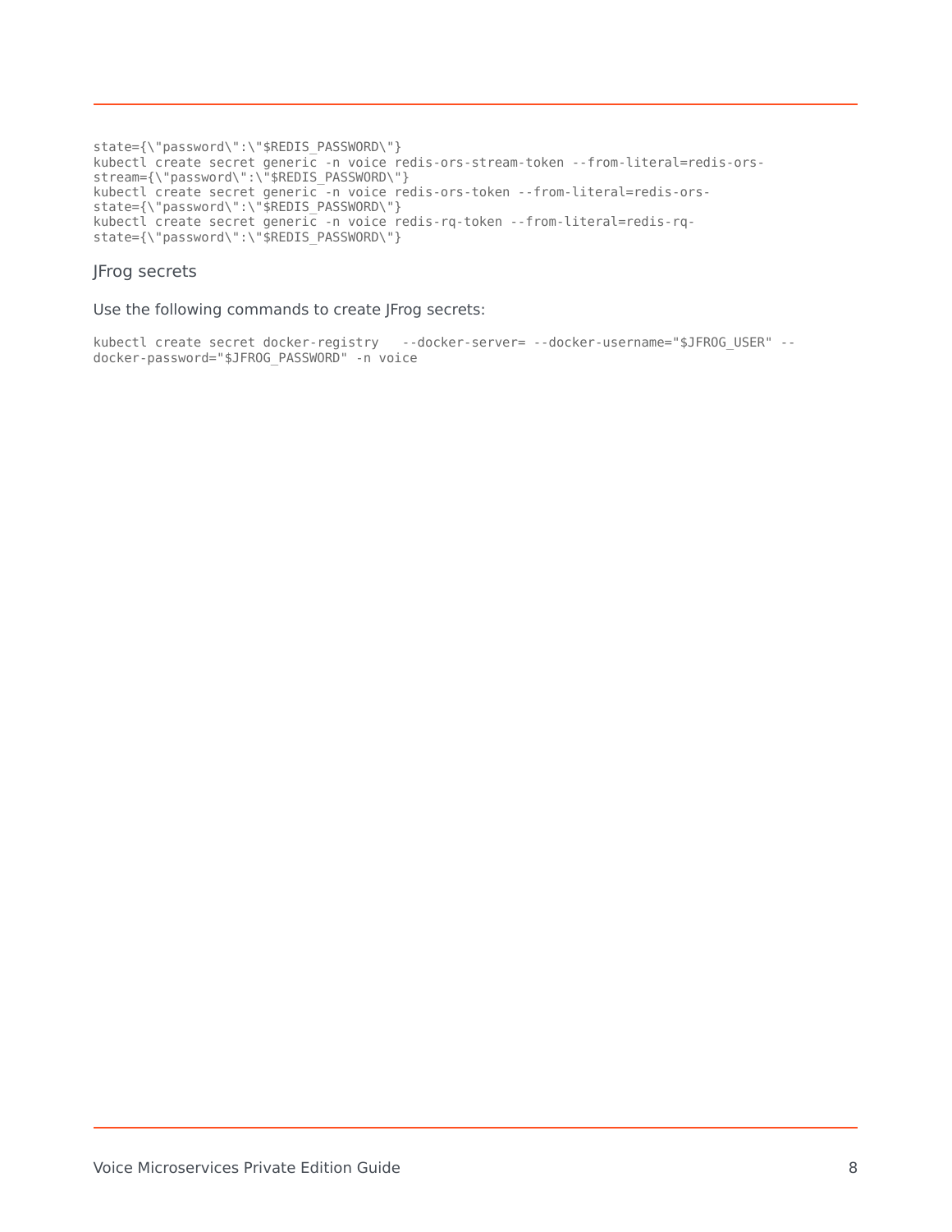```
state={\"password\":\"$REDIS_PASSWORD\"}
kubectl create secret generic -n voice redis-ors-stream-token --from-literal=redis-ors-
stream={\"password\":\"$REDIS_PASSWORD\"}
kubectl create secret generic -n voice redis-ors-token --from-literal=redis-ors-
state={\"password\":\"$REDIS_PASSWORD\"}
kubectl create secret generic -n voice redis-rq-token --from-literal=redis-rq-
state={\"password\":\"$REDIS_PASSWORD\"}
```

### JFrog secrets

Use the following commands to create JFrog secrets:

```
kubectl create secret docker-registry   --docker-server= --docker-username="$JFROG_USER" --
docker-password="$JFROG_PASSWORD" -n voice
```